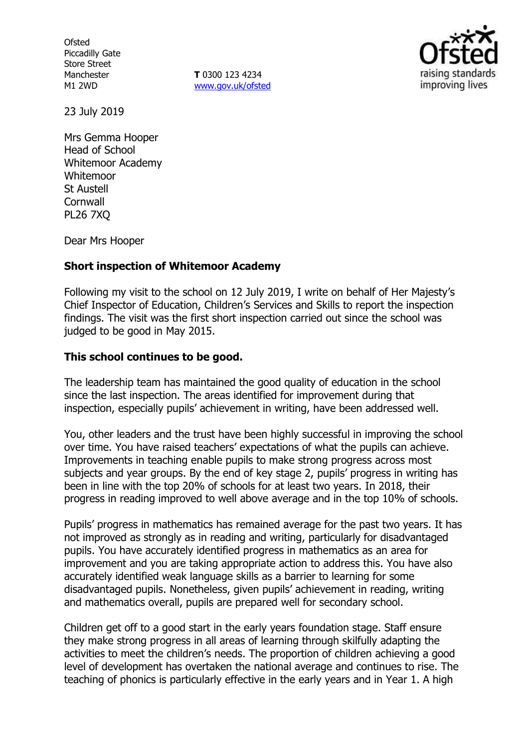Ofsted
Piccadilly Gate
Store Street
Manchester
M1 2WD

**T** 0300 123 4234
www.gov.uk/ofsted

23 July 2019

Mrs Gemma Hooper
Head of School
Whitemoor Academy
Whitemoor
St Austell
Cornwall
PL26 7XQ

Dear Mrs Hooper

**Short inspection of Whitemoor Academy**

Following my visit to the school on 12 July 2019, I write on behalf of Her Majesty's Chief Inspector of Education, Children's Services and Skills to report the inspection findings. The visit was the first short inspection carried out since the school was judged to be good in May 2015.

**This school continues to be good.**

The leadership team has maintained the good quality of education in the school since the last inspection. The areas identified for improvement during that inspection, especially pupils' achievement in writing, have been addressed well.

You, other leaders and the trust have been highly successful in improving the school over time. You have raised teachers' expectations of what the pupils can achieve. Improvements in teaching enable pupils to make strong progress across most subjects and year groups. By the end of key stage 2, pupils' progress in writing has been in line with the top 20% of schools for at least two years. In 2018, their progress in reading improved to well above average and in the top 10% of schools.

Pupils' progress in mathematics has remained average for the past two years. It has not improved as strongly as in reading and writing, particularly for disadvantaged pupils. You have accurately identified progress in mathematics as an area for improvement and you are taking appropriate action to address this. You have also accurately identified weak language skills as a barrier to learning for some disadvantaged pupils. Nonetheless, given pupils' achievement in reading, writing and mathematics overall, pupils are prepared well for secondary school.

Children get off to a good start in the early years foundation stage. Staff ensure they make strong progress in all areas of learning through skilfully adapting the activities to meet the children's needs. The proportion of children achieving a good level of development has overtaken the national average and continues to rise. The teaching of phonics is particularly effective in the early years and in Year 1. A high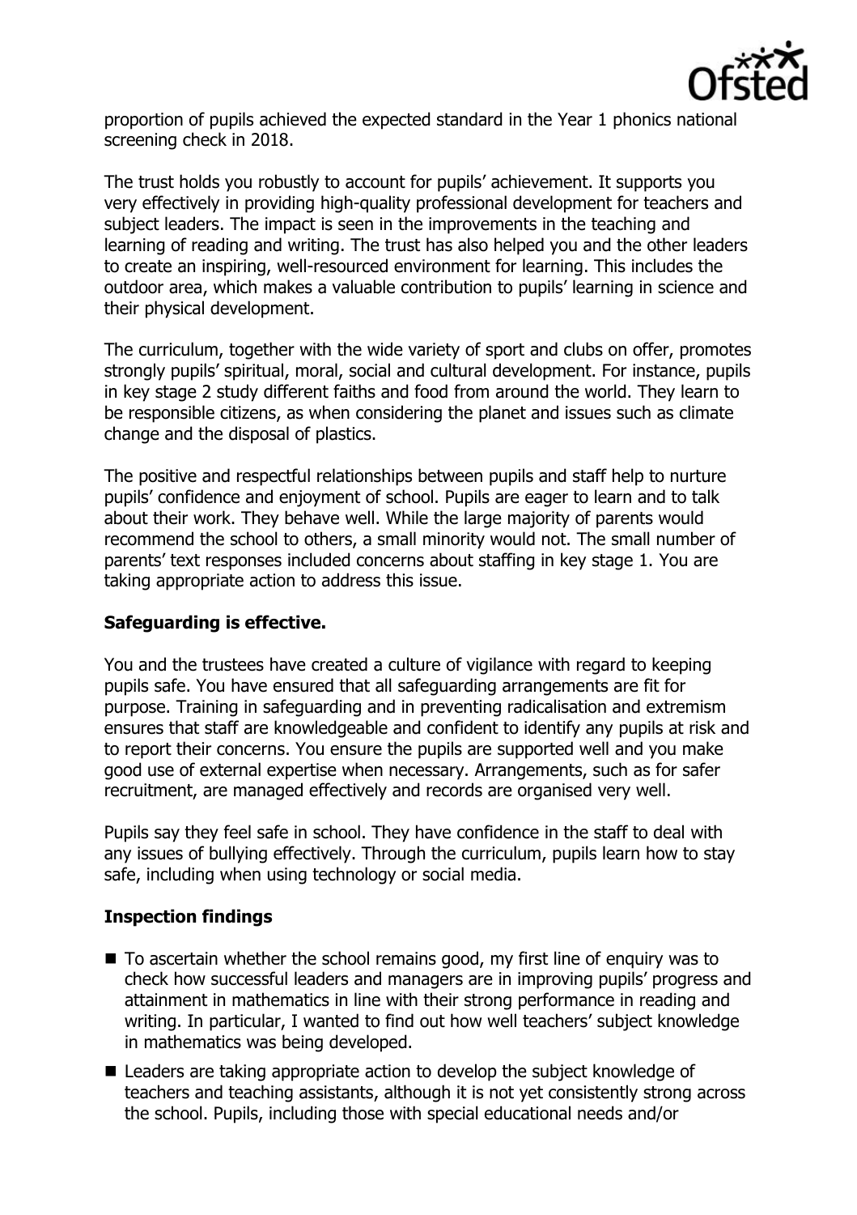proportion of pupils achieved the expected standard in the Year 1 phonics national screening check in 2018.

The trust holds you robustly to account for pupils' achievement. It supports you very effectively in providing high-quality professional development for teachers and subject leaders. The impact is seen in the improvements in the teaching and learning of reading and writing. The trust has also helped you and the other leaders to create an inspiring, well-resourced environment for learning. This includes the outdoor area, which makes a valuable contribution to pupils' learning in science and their physical development.

The curriculum, together with the wide variety of sport and clubs on offer, promotes strongly pupils' spiritual, moral, social and cultural development. For instance, pupils in key stage 2 study different faiths and food from around the world. They learn to be responsible citizens, as when considering the planet and issues such as climate change and the disposal of plastics.

The positive and respectful relationships between pupils and staff help to nurture pupils' confidence and enjoyment of school. Pupils are eager to learn and to talk about their work. They behave well. While the large majority of parents would recommend the school to others, a small minority would not. The small number of parents' text responses included concerns about staffing in key stage 1. You are taking appropriate action to address this issue.

## Safeguarding is effective.

You and the trustees have created a culture of vigilance with regard to keeping pupils safe. You have ensured that all safeguarding arrangements are fit for purpose. Training in safeguarding and in preventing radicalisation and extremism ensures that staff are knowledgeable and confident to identify any pupils at risk and to report their concerns. You ensure the pupils are supported well and you make good use of external expertise when necessary. Arrangements, such as for safer recruitment, are managed effectively and records are organised very well.

Pupils say they feel safe in school. They have confidence in the staff to deal with any issues of bullying effectively. Through the curriculum, pupils learn how to stay safe, including when using technology or social media.

## Inspection findings

- To ascertain whether the school remains good, my first line of enquiry was to check how successful leaders and managers are in improving pupils' progress and attainment in mathematics in line with their strong performance in reading and writing. In particular, I wanted to find out how well teachers' subject knowledge in mathematics was being developed.
- Leaders are taking appropriate action to develop the subject knowledge of teachers and teaching assistants, although it is not yet consistently strong across the school. Pupils, including those with special educational needs and/or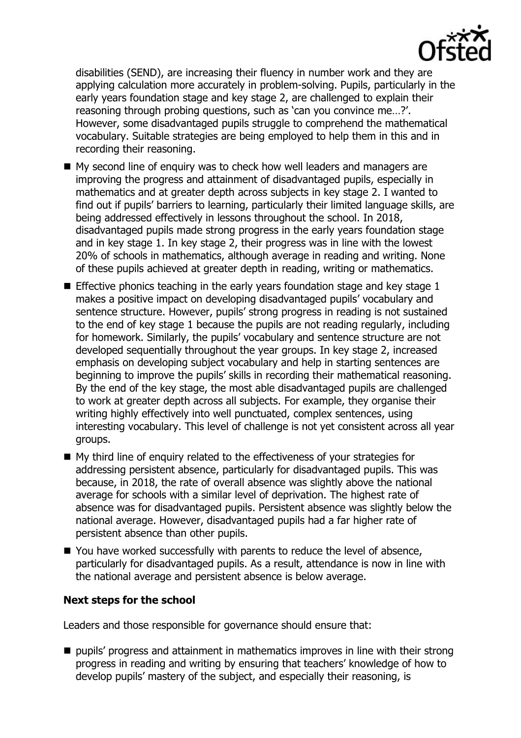disabilities (SEND), are increasing their fluency in number work and they are applying calculation more accurately in problem-solving. Pupils, particularly in the early years foundation stage and key stage 2, are challenged to explain their reasoning through probing questions, such as 'can you convince me…?'. However, some disadvantaged pupils struggle to comprehend the mathematical vocabulary. Suitable strategies are being employed to help them in this and in recording their reasoning.

- My second line of enquiry was to check how well leaders and managers are improving the progress and attainment of disadvantaged pupils, especially in mathematics and at greater depth across subjects in key stage 2. I wanted to find out if pupils' barriers to learning, particularly their limited language skills, are being addressed effectively in lessons throughout the school. In 2018, disadvantaged pupils made strong progress in the early years foundation stage and in key stage 1. In key stage 2, their progress was in line with the lowest 20% of schools in mathematics, although average in reading and writing. None of these pupils achieved at greater depth in reading, writing or mathematics.
- Effective phonics teaching in the early years foundation stage and key stage 1 makes a positive impact on developing disadvantaged pupils' vocabulary and sentence structure. However, pupils' strong progress in reading is not sustained to the end of key stage 1 because the pupils are not reading regularly, including for homework. Similarly, the pupils' vocabulary and sentence structure are not developed sequentially throughout the year groups. In key stage 2, increased emphasis on developing subject vocabulary and help in starting sentences are beginning to improve the pupils' skills in recording their mathematical reasoning. By the end of the key stage, the most able disadvantaged pupils are challenged to work at greater depth across all subjects. For example, they organise their writing highly effectively into well punctuated, complex sentences, using interesting vocabulary. This level of challenge is not yet consistent across all year groups.
- My third line of enquiry related to the effectiveness of your strategies for addressing persistent absence, particularly for disadvantaged pupils. This was because, in 2018, the rate of overall absence was slightly above the national average for schools with a similar level of deprivation. The highest rate of absence was for disadvantaged pupils. Persistent absence was slightly below the national average. However, disadvantaged pupils had a far higher rate of persistent absence than other pupils.
- You have worked successfully with parents to reduce the level of absence, particularly for disadvantaged pupils. As a result, attendance is now in line with the national average and persistent absence is below average.

**Next steps for the school**

Leaders and those responsible for governance should ensure that:

- pupils' progress and attainment in mathematics improves in line with their strong progress in reading and writing by ensuring that teachers' knowledge of how to develop pupils' mastery of the subject, and especially their reasoning, is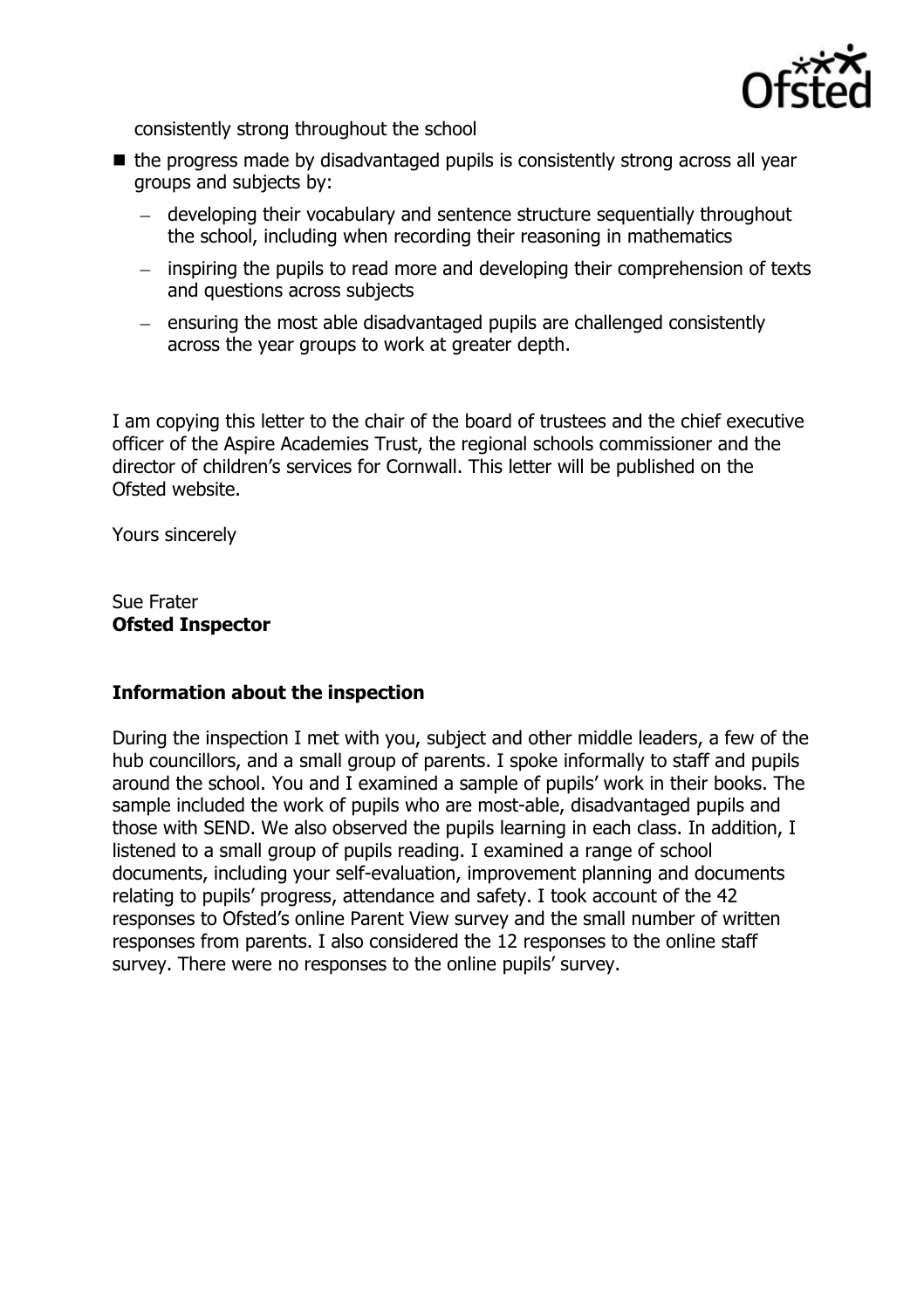consistently strong throughout the school

- the progress made by disadvantaged pupils is consistently strong across all year groups and subjects by:
  - developing their vocabulary and sentence structure sequentially throughout the school, including when recording their reasoning in mathematics
  - inspiring the pupils to read more and developing their comprehension of texts and questions across subjects
  - ensuring the most able disadvantaged pupils are challenged consistently across the year groups to work at greater depth.

I am copying this letter to the chair of the board of trustees and the chief executive officer of the Aspire Academies Trust, the regional schools commissioner and the director of children's services for Cornwall. This letter will be published on the Ofsted website.

Yours sincerely

Sue Frater
**Ofsted Inspector**

## Information about the inspection

During the inspection I met with you, subject and other middle leaders, a few of the hub councillors, and a small group of parents. I spoke informally to staff and pupils around the school. You and I examined a sample of pupils' work in their books. The sample included the work of pupils who are most-able, disadvantaged pupils and those with SEND. We also observed the pupils learning in each class. In addition, I listened to a small group of pupils reading. I examined a range of school documents, including your self-evaluation, improvement planning and documents relating to pupils' progress, attendance and safety. I took account of the 42 responses to Ofsted's online Parent View survey and the small number of written responses from parents. I also considered the 12 responses to the online staff survey. There were no responses to the online pupils' survey.